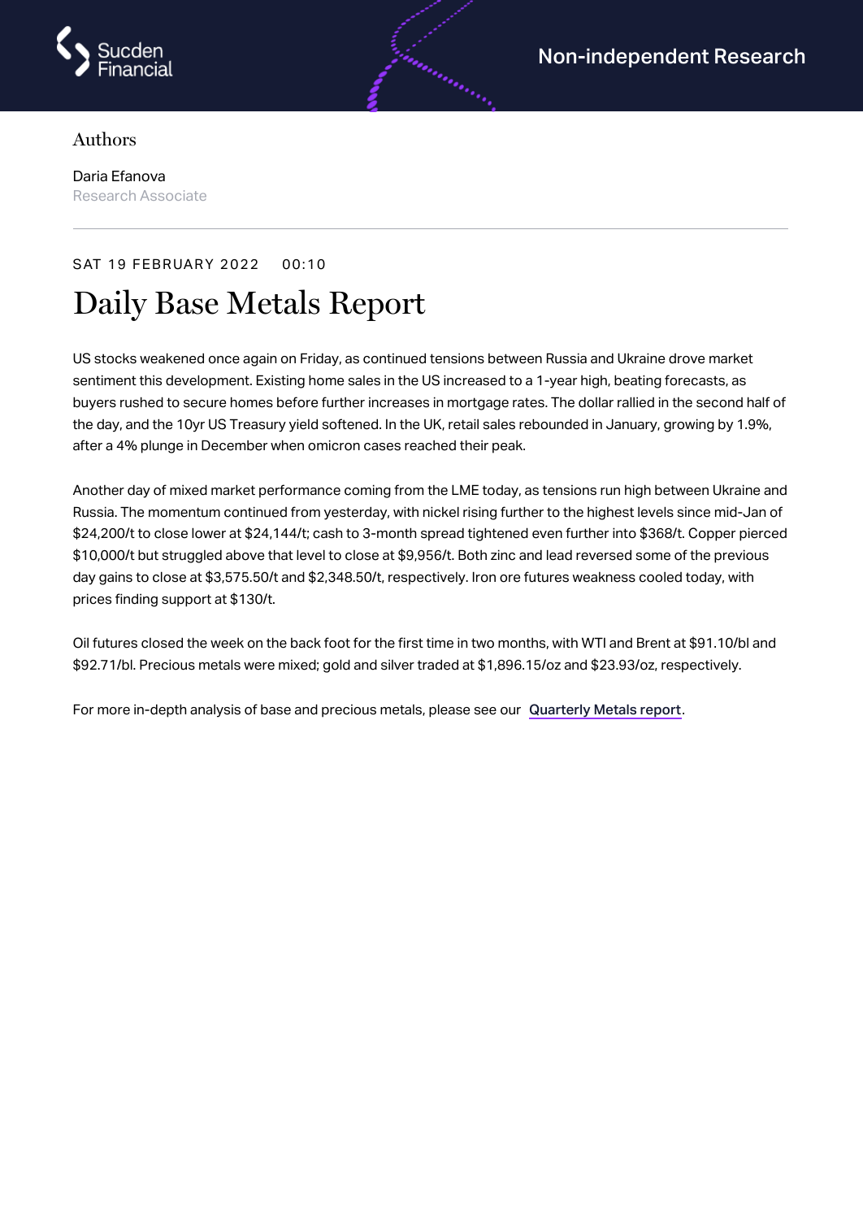Non-independent Research

Authors

Daria Efanova
Research Associate

SAT 19 FEBRUARY 2022 00:10

# Daily Base Metals Report

US stocks weakened once again on Friday, as continued tensions between Russia and Ukraine drove market sentiment this development. Existing home sales in the US increased to a 1-year high, beating forecasts, as buyers rushed to secure homes before further increases in mortgage rates. The dollar rallied in the second half of the day, and the 10yr US Treasury yield softened. In the UK, retail sales rebounded in January, growing by 1.9%, after a 4% plunge in December when omicron cases reached their peak.

Another day of mixed market performance coming from the LME today, as tensions run high between Ukraine and Russia. The momentum continued from yesterday, with nickel rising further to the highest levels since mid-Jan of $24,200/t to close lower at $24,144/t; cash to 3-month spread tightened even further into $368/t. Copper pierced $10,000/t but struggled above that level to close at $9,956/t. Both zinc and lead reversed some of the previous day gains to close at $3,575.50/t and $2,348.50/t, respectively. Iron ore futures weakness cooled today, with prices finding support at $130/t.

Oil futures closed the week on the back foot for the first time in two months, with WTI and Brent at $91.10/bl and $92.71/bl. Precious metals were mixed; gold and silver traded at $1,896.15/oz and $23.93/oz, respectively.

For more in-depth analysis of base and precious metals, please see our **Quarterly Metals report**.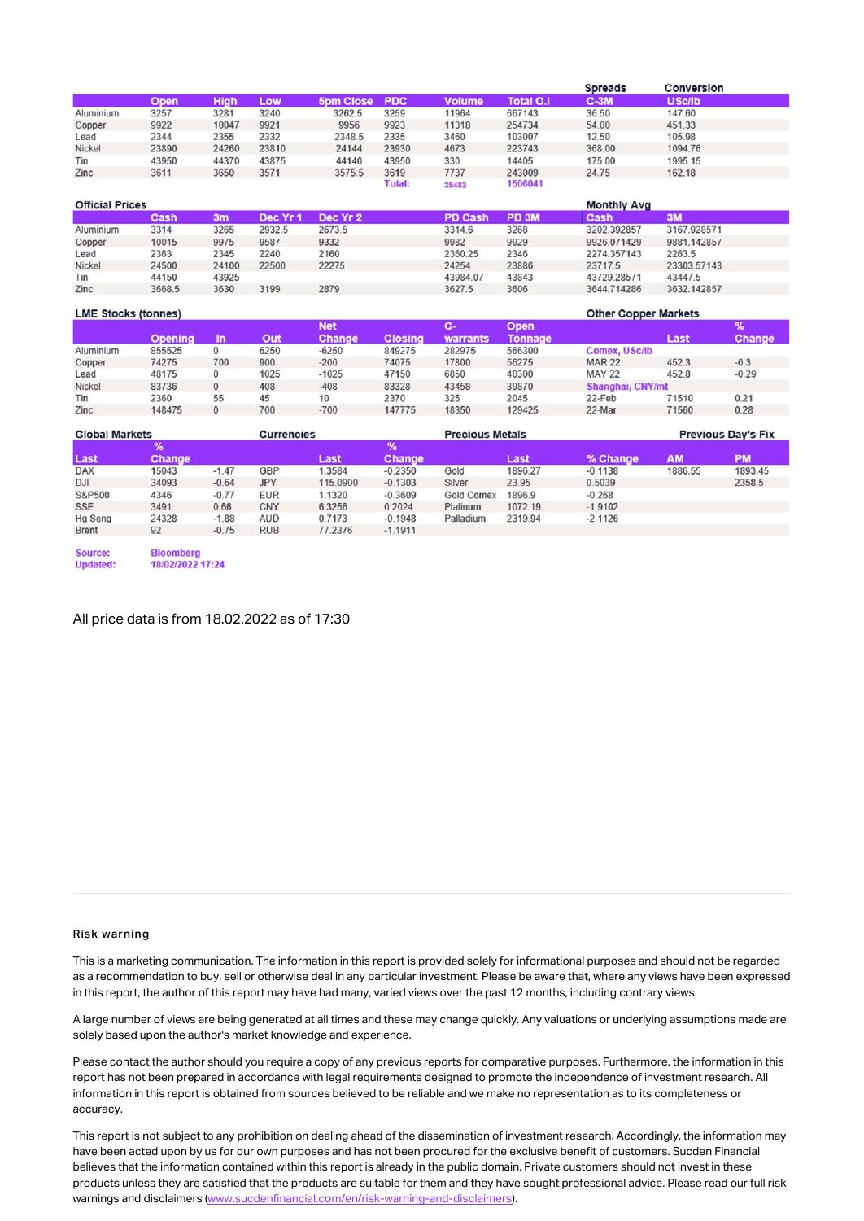| | Open | High | Low | 5pm Close | PDC | Volume | Total O.I | Spreads C-3M | Conversion USc/lb |
|---|---|---|---|---|---|---|---|---|---|
| Aluminium | 3257 | 3281 | 3240 | 3262.5 | 3259 | 11964 | 667143 | 36.50 | 147.60 |
| Copper | 9922 | 10047 | 9921 | 9956 | 9923 | 11318 | 254734 | 54.00 | 451.33 |
| Lead | 2344 | 2355 | 2332 | 2348.5 | 2335 | 3460 | 103007 | 12.50 | 105.98 |
| Nickel | 23890 | 24260 | 23810 | 24144 | 23930 | 4673 | 223743 | 368.00 | 1094.76 |
| Tin | 43950 | 44370 | 43875 | 44140 | 43950 | 330 | 14405 | 175.00 | 1995.15 |
| Zinc | 3611 | 3650 | 3571 | 3575.5 | 3619 | 7737 | 243009 | 24.75 | 162.18 |
| | | | | | Total: | 39482 | 1506041 | | |

**Official Prices**

| | Cash | 3m | Dec Yr 1 | Dec Yr 2 | PD Cash | PD 3M | Monthly Avg Cash | Monthly Avg 3M |
|---|---|---|---|---|---|---|---|---|
| Aluminium | 3314 | 3265 | 2932.5 | 2673.5 | 3314.6 | 3268 | 3202.392857 | 3167.928571 |
| Copper | 10015 | 9975 | 9587 | 9332 | 9982 | 9929 | 9926.071429 | 9881.142857 |
| Lead | 2363 | 2345 | 2240 | 2160 | 2360.25 | 2346 | 2274.357143 | 2263.5 |
| Nickel | 24500 | 24100 | 22500 | 22275 | 24254 | 23886 | 23717.5 | 23303.57143 |
| Tin | 44150 | 43925 | | | 43984.07 | 43843 | 43729.28571 | 43447.5 |
| Zinc | 3668.5 | 3630 | 3199 | 2879 | 3627.5 | 3606 | 3644.714286 | 3632.142857 |

**LME Stocks (tonnes)**

| | Opening | In | Out | Net Change | Closing | C-warrants | Open Tonnage |
|---|---|---|---|---|---|---|---|
| Aluminium | 855525 | 0 | 6250 | -6250 | 849275 | 282975 | 566300 |
| Copper | 74275 | 700 | 900 | -200 | 74075 | 17800 | 56275 |
| Lead | 48175 | 0 | 1025 | -1025 | 47150 | 6850 | 40300 |
| Nickel | 83736 | 0 | 408 | -408 | 83328 | 43458 | 39870 |
| Tin | 2360 | 55 | 45 | 10 | 2370 | 325 | 2045 |
| Zinc | 148475 | 0 | 700 | -700 | 147775 | 18350 | 129425 |

**Other Copper Markets**

| | Last | % Change |
|---|---|---|
| Comex, USc/lb | | |
| MAR 22 | 452.3 | -0.3 |
| MAY 22 | 452.8 | -0.29 |
| Shanghai, CNY/mt | | |
| 22-Feb | 71510 | 0.21 |
| 22-Mar | 71560 | 0.28 |

**Global Markets**

| | Last | % Change |
|---|---|---|
| DAX | 15043 | -1.47 |
| DJI | 34093 | -0.64 |
| S&P500 | 4346 | -0.77 |
| SSE | 3491 | 0.66 |
| Hg Seng | 24328 | -1.88 |
| Brent | 92 | -0.75 |

**Currencies**

| | Last | % Change |
|---|---|---|
| GBP | 1.3584 | -0.2350 |
| JPY | 115.0900 | -0.1303 |
| EUR | 1.1320 | -0.3609 |
| CNY | 6.3256 | 0.2024 |
| AUD | 0.7173 | -0.1948 |
| RUB | 77.2376 | -1.1911 |

**Precious Metals**

| | Last | % Change | Previous Day's Fix AM | Previous Day's Fix PM |
|---|---|---|---|---|
| Gold | 1896.27 | -0.1138 | 1886.55 | 1893.45 |
| Silver | 23.95 | 0.5039 | | 2358.5 |
| Gold Comex | 1896.9 | -0.268 | | |
| Platinum | 1072.19 | -1.9102 | | |
| Palladium | 2319.94 | -2.1126 | | |

Source: Bloomberg
Updated: 18/02/2022 17:24

All price data is from 18.02.2022 as of 17:30

## Risk warning

This is a marketing communication. The information in this report is provided solely for informational purposes and should not be regarded as a recommendation to buy, sell or otherwise deal in any particular investment. Please be aware that, where any views have been expressed in this report, the author of this report may have had many, varied views over the past 12 months, including contrary views.

A large number of views are being generated at all times and these may change quickly. Any valuations or underlying assumptions made are solely based upon the author's market knowledge and experience.

Please contact the author should you require a copy of any previous reports for comparative purposes. Furthermore, the information in this report has not been prepared in accordance with legal requirements designed to promote the independence of investment research. All information in this report is obtained from sources believed to be reliable and we make no representation as to its completeness or accuracy.

This report is not subject to any prohibition on dealing ahead of the dissemination of investment research. Accordingly, the information may have been acted upon by us for our own purposes and has not been procured for the exclusive benefit of customers. Sucden Financial believes that the information contained within this report is already in the public domain. Private customers should not invest in these products unless they are satisfied that the products are suitable for them and they have sought professional advice. Please read our full risk warnings and disclaimers (www.sucdenfinancial.com/en/risk-warning-and-disclaimers).